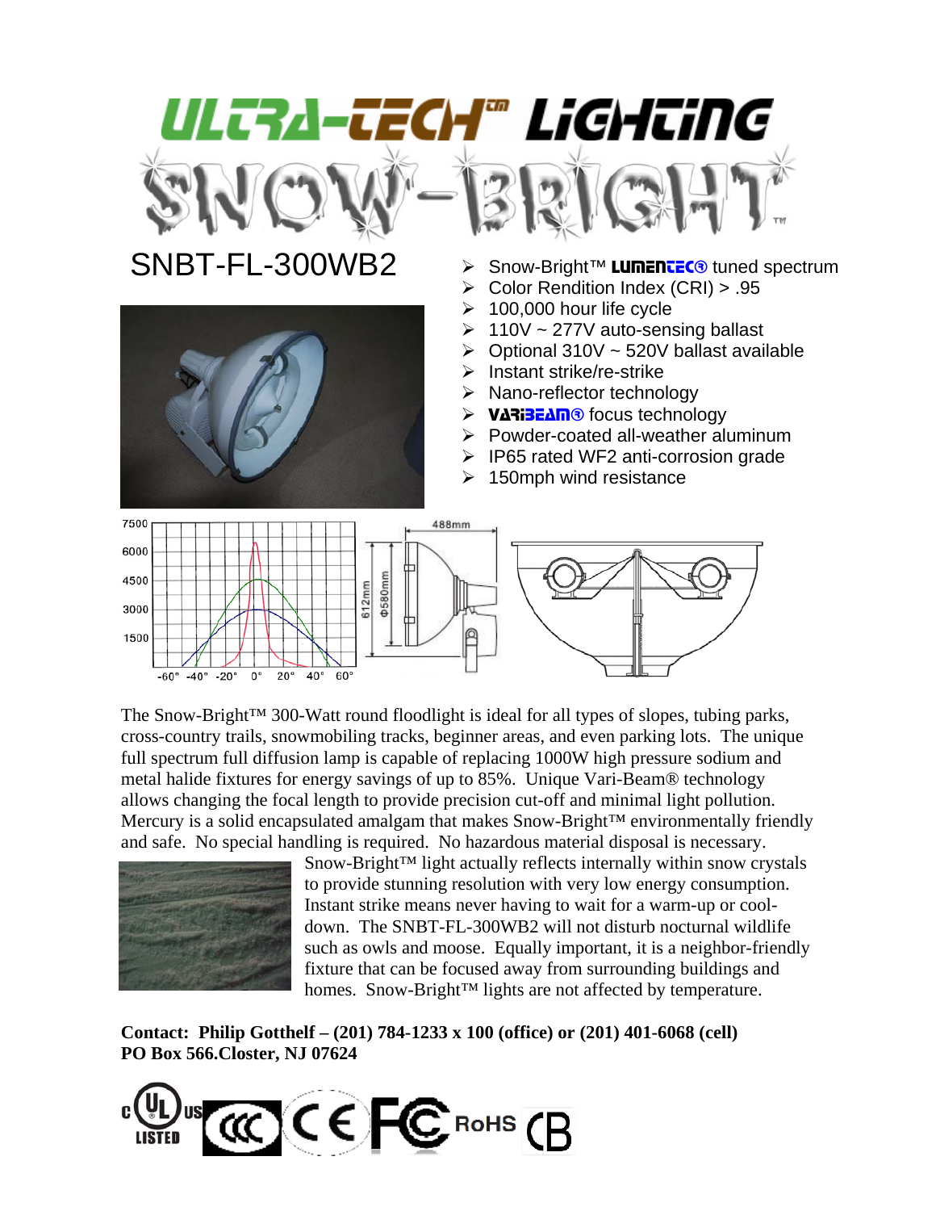# ULTRA-TECH™ LIGHTING

# SNOW-BRIGHT™

## SNBT-FL-300WB2

- Snow-Bright™ LUMENTEC® tuned spectrum
- Color Rendition Index (CRI) > .95
- 100,000 hour life cycle
- 110V ~ 277V auto-sensing ballast
- Optional 310V ~ 520V ballast available
- Instant strike/re-strike
- Nano-reflector technology
- VARIBEAM® focus technology
- Powder-coated all-weather aluminum
- IP65 rated WF2 anti-corrosion grade
- 150mph wind resistance

The Snow-Bright™ 300-Watt round floodlight is ideal for all types of slopes, tubing parks, cross-country trails, snowmobiling tracks, beginner areas, and even parking lots. The unique full spectrum full diffusion lamp is capable of replacing 1000W high pressure sodium and metal halide fixtures for energy savings of up to 85%. Unique Vari-Beam® technology allows changing the focal length to provide precision cut-off and minimal light pollution. Mercury is a solid encapsulated amalgam that makes Snow-Bright™ environmentally friendly and safe. No special handling is required. No hazardous material disposal is necessary.

Snow-Bright™ light actually reflects internally within snow crystals to provide stunning resolution with very low energy consumption. Instant strike means never having to wait for a warm-up or cool-down. The SNBT-FL-300WB2 will not disturb nocturnal wildlife such as owls and moose. Equally important, it is a neighbor-friendly fixture that can be focused away from surrounding buildings and homes. Snow-Bright™ lights are not affected by temperature.

**Contact: Philip Gotthelf – (201) 784-1233 x 100 (office) or (201) 401-6068 (cell)**
**PO Box 566.Closter, NJ 07624**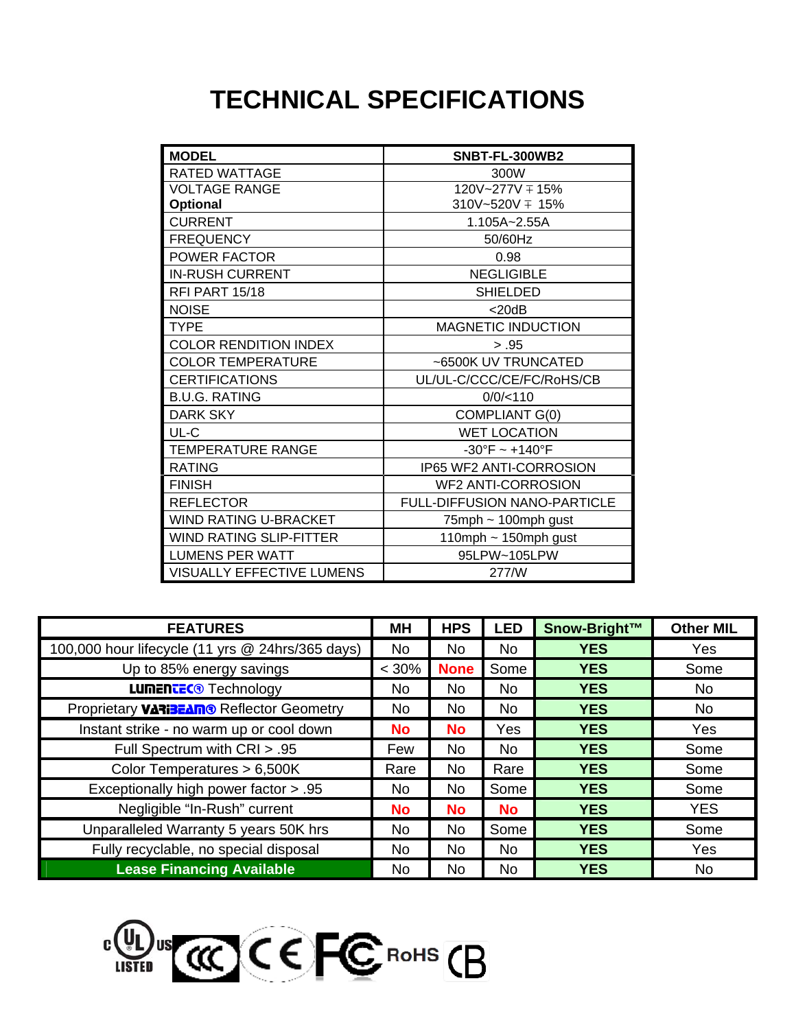# TECHNICAL SPECIFICATIONS

| MODEL | SNBT-FL-300WB2 |
|---|---|
| RATED WATTAGE | 300W |
| VOLTAGE RANGE<br>**Optional** | 120V~277V ∓ 15%<br>310V~520V ∓ 15% |
| CURRENT | 1.105A~2.55A |
| FREQUENCY | 50/60Hz |
| POWER FACTOR | 0.98 |
| IN-RUSH CURRENT | NEGLIGIBLE |
| RFI PART 15/18 | SHIELDED |
| NOISE | <20dB |
| TYPE | MAGNETIC INDUCTION |
| COLOR RENDITION INDEX | > .95 |
| COLOR TEMPERATURE | ~6500K UV TRUNCATED |
| CERTIFICATIONS | UL/UL-C/CCC/CE/FC/RoHS/CB |
| B.U.G. RATING | 0/0/<110 |
| DARK SKY | COMPLIANT G(0) |
| UL-C | WET LOCATION |
| TEMPERATURE RANGE | -30°F ~ +140°F |
| RATING | IP65 WF2 ANTI-CORROSION |
| FINISH | WF2 ANTI-CORROSION |
| REFLECTOR | FULL-DIFFUSION NANO-PARTICLE |
| WIND RATING U-BRACKET | 75mph ~ 100mph gust |
| WIND RATING SLIP-FITTER | 110mph ~ 150mph gust |
| LUMENS PER WATT | 95LPW~105LPW |
| VISUALLY EFFECTIVE LUMENS | 277/W |

| FEATURES | MH | HPS | LED | Snow-Bright™ | Other MIL |
|---|---|---|---|---|---|
| 100,000 hour lifecycle (11 yrs @ 24hrs/365 days) | No | No | No | **YES** | Yes |
| Up to 85% energy savings | < 30% | **None** | Some | **YES** | Some |
| LUMENTEC® Technology | No | No | No | **YES** | No |
| Proprietary VARIBEAM® Reflector Geometry | No | No | No | **YES** | No |
| Instant strike - no warm up or cool down | **No** | **No** | Yes | **YES** | Yes |
| Full Spectrum with CRI > .95 | Few | No | No | **YES** | Some |
| Color Temperatures > 6,500K | Rare | No | Rare | **YES** | Some |
| Exceptionally high power factor > .95 | No | No | Some | **YES** | Some |
| Negligible “In-Rush” current | **No** | **No** | **No** | **YES** | YES |
| Unparalleled Warranty 5 years 50K hrs | No | No | Some | **YES** | Some |
| Fully recyclable, no special disposal | No | No | No | **YES** | Yes |
| **Lease Financing Available** | No | No | No | **YES** | No |

c UL us LISTED CCC CE FC RoHS CB